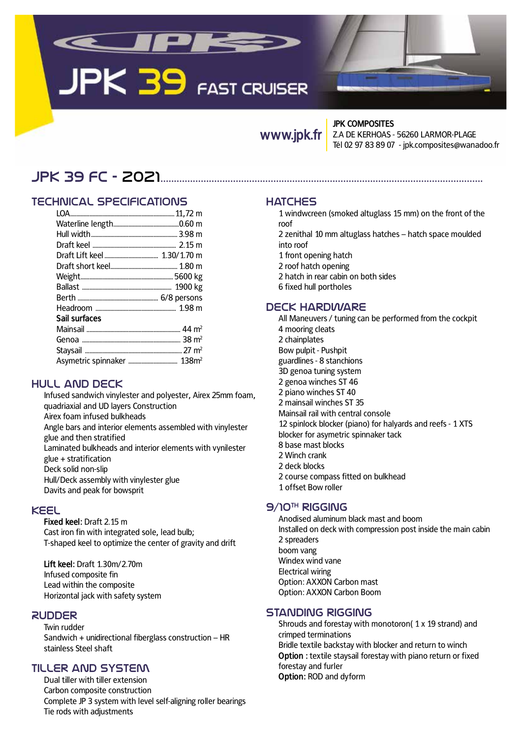# JPK 39 FAST CRUISER

www.jpk.fr

**JPK COMPOSITES**
Z.A DE KERHOAS - 56260 LARMOR-PLAGE
Tél 02 97 83 89 07 - jpk.composites@wanadoo.fr

## JPK 39 FC - 2021

### TECHNICAL SPECIFICATIONS

| | |
|---|---|
| LOA | 11,72 m |
| Waterline length | 0.60 m |
| Hull width | 3.98 m |
| Draft keel | 2.15 m |
| Draft Lift keel | 1.30/1.70 m |
| Draft short keel | 1.80 m |
| Weight | 5600 kg |
| Ballast | 1900 kg |
| Berth | 6/8 persons |
| Headroom | 1.98 m |
| **Sail surfaces** | |
| Mainsail | 44 m² |
| Genoa | 38 m² |
| Staysail | 27 m² |
| Asymetric spinnaker | 138m² |

### HULL AND DECK

Infused sandwich vinylester and polyester, Airex 25mm foam, quadriaxial and UD layers Construction
Airex foam infused bulkheads
Angle bars and interior elements assembled with vinylester glue and then stratified
Laminated bulkheads and interior elements with vynilester glue + stratification
Deck solid non-slip
Hull/Deck assembly with vinylester glue
Davits and peak for bowsprit

### KEEL

**Fixed keel:** Draft 2.15 m
Cast iron fin with integrated sole, lead bulb;
T-shaped keel to optimize the center of gravity and drift

**Lift keel:** Draft 1.30m/2.70m
Infused composite fin
Lead within the composite
Horizontal jack with safety system

### RUDDER

Twin rudder
Sandwich + unidirectional fiberglass construction – HR stainless Steel shaft

### TILLER AND SYSTEM

Dual tiller with tiller extension
Carbon composite construction
Complete JP 3 system with level self-aligning roller bearings
Tie rods with adjustments

### HATCHES

1 windwcreen (smoked altuglass 15 mm) on the front of the roof
2 zenithal 10 mm altuglass hatches – hatch space moulded into roof
1 front opening hatch
2 roof hatch opening
2 hatch in rear cabin on both sides
6 fixed hull portholes

### DECK HARDWARE

All Maneuvers / tuning can be performed from the cockpit
4 mooring cleats
2 chainplates
Bow pulpit - Pushpit
guardlines - 8 stanchions
3D genoa tuning system
2 genoa winches ST 46
2 piano winches ST 40
2 mainsail winches ST 35
Mainsail rail with central console
12 spinlock blocker (piano) for halyards and reefs - 1 XTS blocker for asymetric spinnaker tack
8 base mast blocks
2 Winch crank
2 deck blocks
2 course compass fitted on bulkhead
1 offset Bow roller

### 9/10TH RIGGING

Anodised aluminum black mast and boom
Installed on deck with compression post inside the main cabin
2 spreaders
boom vang
Windex wind vane
Electrical wiring
Option: AXXON Carbon mast
Option: AXXON Carbon Boom

### STANDING RIGGING

Shrouds and forestay with monotoron( 1 x 19 strand) and crimped terminations
Bridle textile backstay with blocker and return to winch
**Option :** textile staysail forestay with piano return or fixed forestay and furler
**Option:** ROD and dyform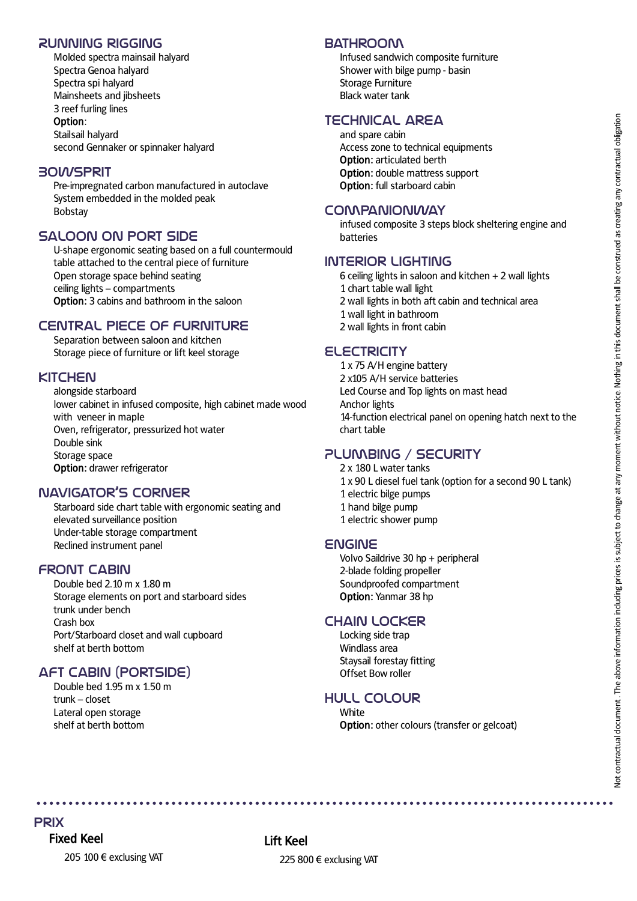## RUNNING RIGGING

Molded spectra mainsail halyard
Spectra Genoa halyard
Spectra spi halyard
Mainsheets and jibsheets
3 reef furling lines
**Option**:
Stailsail halyard
second Gennaker or spinnaker halyard

## BOWSPRIT

Pre-impregnated carbon manufactured in autoclave
System embedded in the molded peak
Bobstay

## SALOON ON PORT SIDE

U-shape ergonomic seating based on a full countermould
table attached to the central piece of furniture
Open storage space behind seating
ceiling lights – compartments
**Option:** 3 cabins and bathroom in the saloon

## CENTRAL PIECE OF FURNITURE

Separation between saloon and kitchen
Storage piece of furniture or lift keel storage

## KITCHEN

alongside starboard
lower cabinet in infused composite, high cabinet made wood with veneer in maple
Oven, refrigerator, pressurized hot water
Double sink
Storage space
**Option:** drawer refrigerator

## NAVIGATOR'S CORNER

Starboard side chart table with ergonomic seating and elevated surveillance position
Under-table storage compartment
Reclined instrument panel

## FRONT CABIN

Double bed 2.10 m x 1.80 m
Storage elements on port and starboard sides
trunk under bench
Crash box
Port/Starboard closet and wall cupboard
shelf at berth bottom

## AFT CABIN (PORTSIDE)

Double bed 1.95 m x 1.50 m
trunk – closet
Lateral open storage
shelf at berth bottom

## BATHROOM

Infused sandwich composite furniture
Shower with bilge pump - basin
Storage Furniture
Black water tank

## TECHNICAL AREA

and spare cabin
Access zone to technical equipments
**Option:** articulated berth
**Option:** double mattress support
**Option:** full starboard cabin

## COMPANIONWAY

infused composite 3 steps block sheltering engine and batteries

## INTERIOR LIGHTING

6 ceiling lights in saloon and kitchen + 2 wall lights
1 chart table wall light
2 wall lights in both aft cabin and technical area
1 wall light in bathroom
2 wall lights in front cabin

## ELECTRICITY

1 x 75 A/H engine battery
2 x105 A/H service batteries
Led Course and Top lights on mast head
Anchor lights
14-function electrical panel on opening hatch next to the chart table

## PLUMBING / SECURITY

2 x 180 L water tanks
1 x 90 L diesel fuel tank (option for a second 90 L tank)
1 electric bilge pumps
1 hand bilge pump
1 electric shower pump

## ENGINE

Volvo Saildrive 30 hp + peripheral
2-blade folding propeller
Soundproofed compartment
**Option:** Yanmar 38 hp

## CHAIN LOCKER

Locking side trap
Windlass area
Staysail forestay fitting
Offset Bow roller

## HULL COLOUR

White
**Option:** other colours (transfer or gelcoat)

Not contractual document. The above information including prices is subject to change at any moment without notice. Nothing in this document shall be construed as creating any contractual obligation

## PRIX

**Fixed Keel**

205 100 € exclusing VAT

**Lift Keel**

225 800 € exclusing VAT